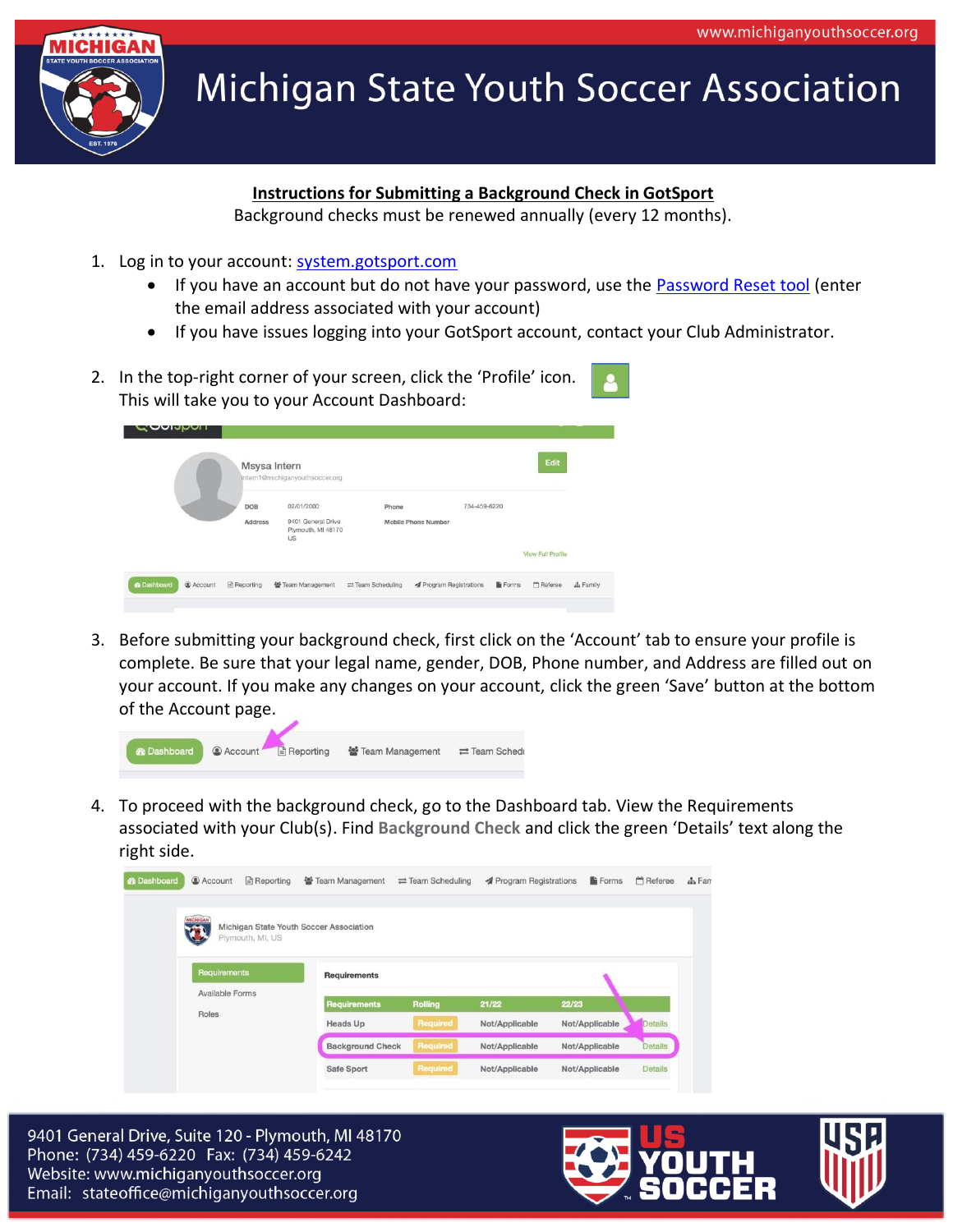# Michigan State Youth Soccer Association

## Instructions for Submitting a Background Check in GotSport

Background checks must be renewed annually (every 12 months).

1. Log in to your account: system.gotsport.com
   - If you have an account but do not have your password, use the Password Reset tool (enter the email address associated with your account)
   - If you have issues logging into your GotSport account, contact your Club Administrator.

2. In the top-right corner of your screen, click the 'Profile' icon. This will take you to your Account Dashboard:

3. Before submitting your background check, first click on the 'Account' tab to ensure your profile is complete. Be sure that your legal name, gender, DOB, Phone number, and Address are filled out on your account. If you make any changes on your account, click the green 'Save' button at the bottom of the Account page.

4. To proceed with the background check, go to the Dashboard tab. View the Requirements associated with your Club(s). Find **Background Check** and click the green 'Details' text along the right side.

9401 General Drive, Suite 120 - Plymouth, MI 48170
Phone: (734) 459-6220 Fax: (734) 459-6242
Website: www.michiganyouthsoccer.org
Email: stateoffice@michiganyouthsoccer.org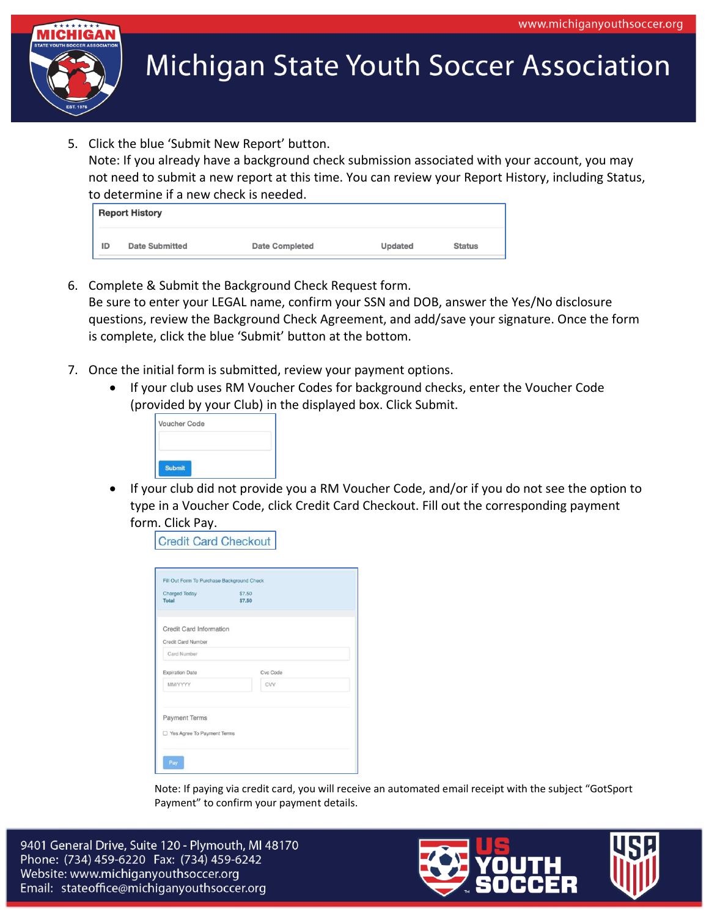5. Click the blue 'Submit New Report' button.
   Note: If you already have a background check submission associated with your account, you may not need to submit a new report at this time. You can review your Report History, including Status, to determine if a new check is needed.

   **Report History**

   | ID | Date Submitted | Date Completed | Updated | Status |
   |---|---|---|---|---|

6. Complete & Submit the Background Check Request form.
   Be sure to enter your LEGAL name, confirm your SSN and DOB, answer the Yes/No disclosure questions, review the Background Check Agreement, and add/save your signature. Once the form is complete, click the blue 'Submit' button at the bottom.

7. Once the initial form is submitted, review your payment options.
   - If your club uses RM Voucher Codes for background checks, enter the Voucher Code (provided by your Club) in the displayed box. Click Submit.

     Voucher Code

     Submit

   - If your club did not provide you a RM Voucher Code, and/or if you do not see the option to type in a Voucher Code, click Credit Card Checkout. Fill out the corresponding payment form. Click Pay.

     Credit Card Checkout

     Fill Out Form To Purchase Background Check

     | | |
     |---|---|
     | Charged Today | $7.50 |
     | **Total** | **$7.50** |

     Credit Card Information

     Credit Card Number: Card Number

     Expiration Date: MM/YYYY — Cvc Code: CVV

     Payment Terms

     ☐ Yes Agree To Payment Terms

     Pay

   Note: If paying via credit card, you will receive an automated email receipt with the subject "GotSport Payment" to confirm your payment details.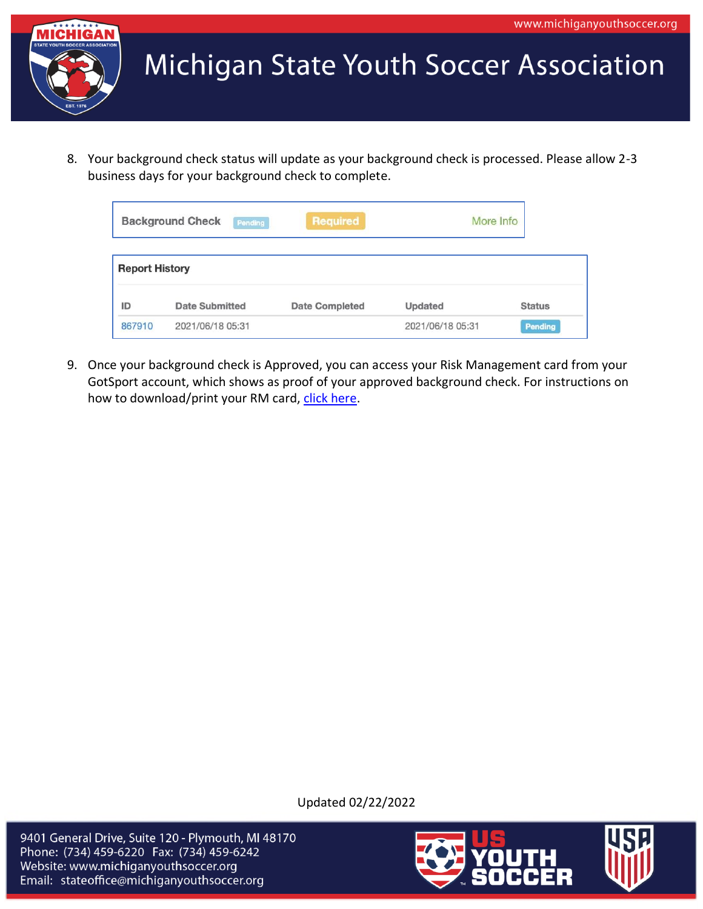8. Your background check status will update as your background check is processed. Please allow 2-3 business days for your background check to complete.

Background Check Pending Required More Info

Report History

| ID | Date Submitted | Date Completed | Updated | Status |
|---|---|---|---|---|
| 867910 | 2021/06/18 05:31 | | 2021/06/18 05:31 | Pending |

9. Once your background check is Approved, you can access your Risk Management card from your GotSport account, which shows as proof of your approved background check. For instructions on how to download/print your RM card, click here.

Updated 02/22/2022